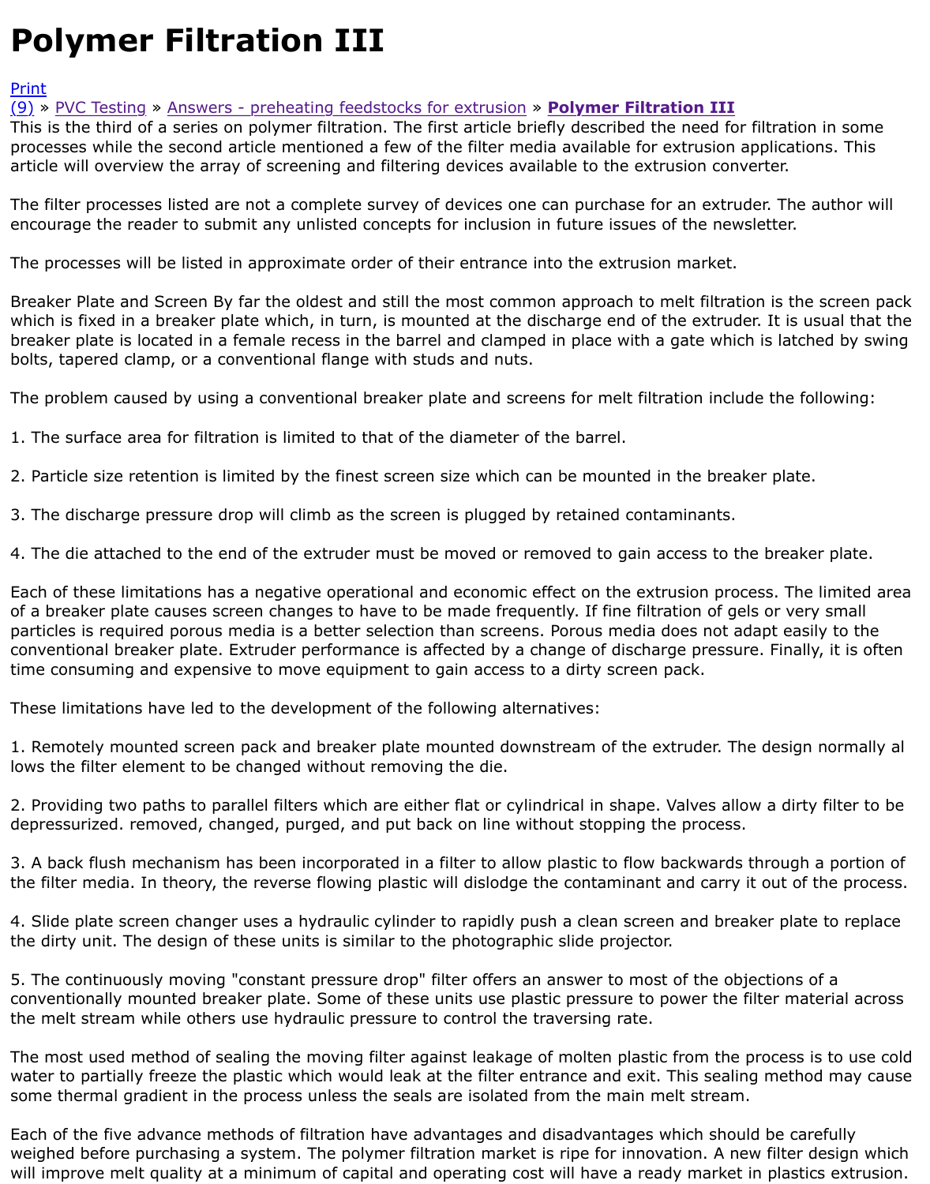# Polymer Filtration III

Print
(9) » PVC Testing » Answers - preheating feedstocks for extrusion » **Polymer Filtration III**

This is the third of a series on polymer filtration. The first article briefly described the need for filtration in some processes while the second article mentioned a few of the filter media available for extrusion applications. This article will overview the array of screening and filtering devices available to the extrusion converter.

The filter processes listed are not a complete survey of devices one can purchase for an extruder. The author will encourage the reader to submit any unlisted concepts for inclusion in future issues of the newsletter.

The processes will be listed in approximate order of their entrance into the extrusion market.

Breaker Plate and Screen By far the oldest and still the most common approach to melt filtration is the screen pack which is fixed in a breaker plate which, in turn, is mounted at the discharge end of the extruder. It is usual that the breaker plate is located in a female recess in the barrel and clamped in place with a gate which is latched by swing bolts, tapered clamp, or a conventional flange with studs and nuts.

The problem caused by using a conventional breaker plate and screens for melt filtration include the following:

1. The surface area for filtration is limited to that of the diameter of the barrel.

2. Particle size retention is limited by the finest screen size which can be mounted in the breaker plate.

3. The discharge pressure drop will climb as the screen is plugged by retained contaminants.

4. The die attached to the end of the extruder must be moved or removed to gain access to the breaker plate.

Each of these limitations has a negative operational and economic effect on the extrusion process. The limited area of a breaker plate causes screen changes to have to be made frequently. If fine filtration of gels or very small particles is required porous media is a better selection than screens. Porous media does not adapt easily to the conventional breaker plate. Extruder performance is affected by a change of discharge pressure. Finally, it is often time consuming and expensive to move equipment to gain access to a dirty screen pack.

These limitations have led to the development of the following alternatives:

1. Remotely mounted screen pack and breaker plate mounted downstream of the extruder. The design normally allows the filter element to be changed without removing the die.

2. Providing two paths to parallel filters which are either flat or cylindrical in shape. Valves allow a dirty filter to be depressurized. removed, changed, purged, and put back on line without stopping the process.

3. A back flush mechanism has been incorporated in a filter to allow plastic to flow backwards through a portion of the filter media. In theory, the reverse flowing plastic will dislodge the contaminant and carry it out of the process.

4. Slide plate screen changer uses a hydraulic cylinder to rapidly push a clean screen and breaker plate to replace the dirty unit. The design of these units is similar to the photographic slide projector.

5. The continuously moving "constant pressure drop" filter offers an answer to most of the objections of a conventionally mounted breaker plate. Some of these units use plastic pressure to power the filter material across the melt stream while others use hydraulic pressure to control the traversing rate.

The most used method of sealing the moving filter against leakage of molten plastic from the process is to use cold water to partially freeze the plastic which would leak at the filter entrance and exit. This sealing method may cause some thermal gradient in the process unless the seals are isolated from the main melt stream.

Each of the five advance methods of filtration have advantages and disadvantages which should be carefully weighed before purchasing a system. The polymer filtration market is ripe for innovation. A new filter design which will improve melt quality at a minimum of capital and operating cost will have a ready market in plastics extrusion.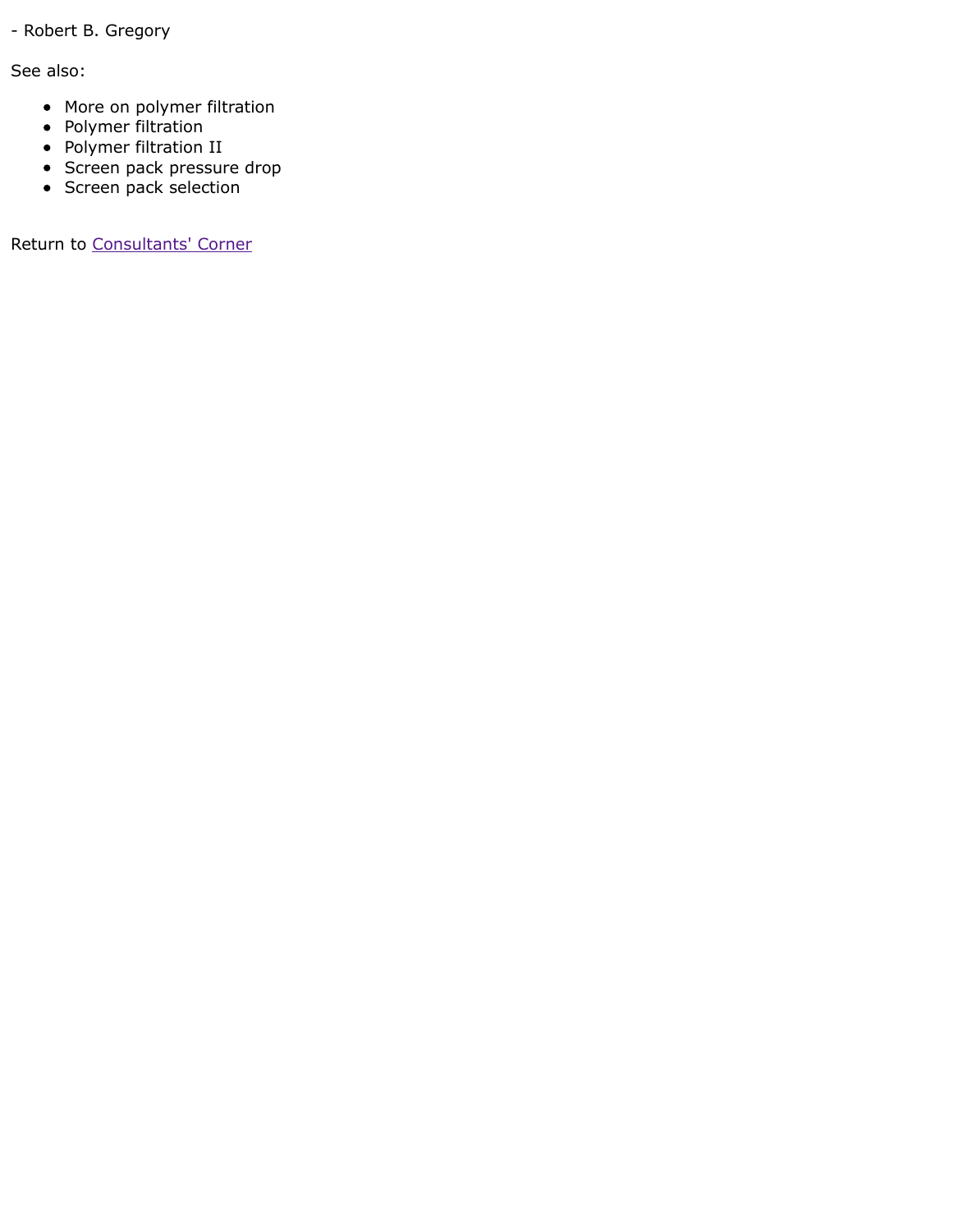- Robert B. Gregory

See also:

- More on polymer filtration
- Polymer filtration
- Polymer filtration II
- Screen pack pressure drop
- Screen pack selection

Return to Consultants' Corner